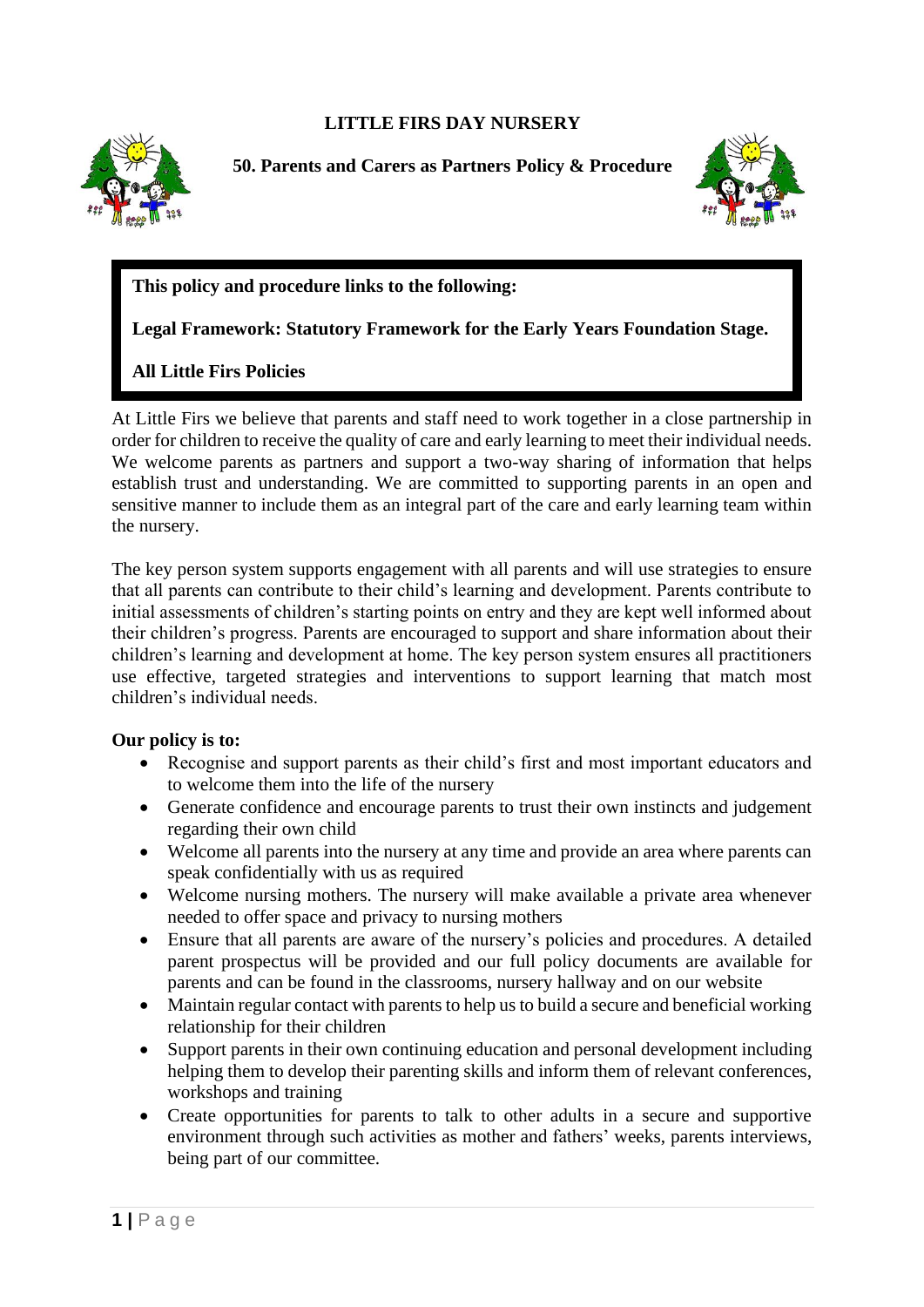# LITTLE FIRS DAY NURSERY

## 50. Parents and Carers as Partners Policy & Procedure

**This policy and procedure links to the following:**

**Legal Framework: Statutory Framework for the Early Years Foundation Stage.**

**All Little Firs Policies**

At Little Firs we believe that parents and staff need to work together in a close partnership in order for children to receive the quality of care and early learning to meet their individual needs. We welcome parents as partners and support a two-way sharing of information that helps establish trust and understanding. We are committed to supporting parents in an open and sensitive manner to include them as an integral part of the care and early learning team within the nursery.

The key person system supports engagement with all parents and will use strategies to ensure that all parents can contribute to their child's learning and development. Parents contribute to initial assessments of children's starting points on entry and they are kept well informed about their children's progress. Parents are encouraged to support and share information about their children's learning and development at home. The key person system ensures all practitioners use effective, targeted strategies and interventions to support learning that match most children's individual needs.

**Our policy is to:**

- Recognise and support parents as their child's first and most important educators and to welcome them into the life of the nursery
- Generate confidence and encourage parents to trust their own instincts and judgement regarding their own child
- Welcome all parents into the nursery at any time and provide an area where parents can speak confidentially with us as required
- Welcome nursing mothers. The nursery will make available a private area whenever needed to offer space and privacy to nursing mothers
- Ensure that all parents are aware of the nursery's policies and procedures. A detailed parent prospectus will be provided and our full policy documents are available for parents and can be found in the classrooms, nursery hallway and on our website
- Maintain regular contact with parents to help us to build a secure and beneficial working relationship for their children
- Support parents in their own continuing education and personal development including helping them to develop their parenting skills and inform them of relevant conferences, workshops and training
- Create opportunities for parents to talk to other adults in a secure and supportive environment through such activities as mother and fathers' weeks, parents interviews, being part of our committee.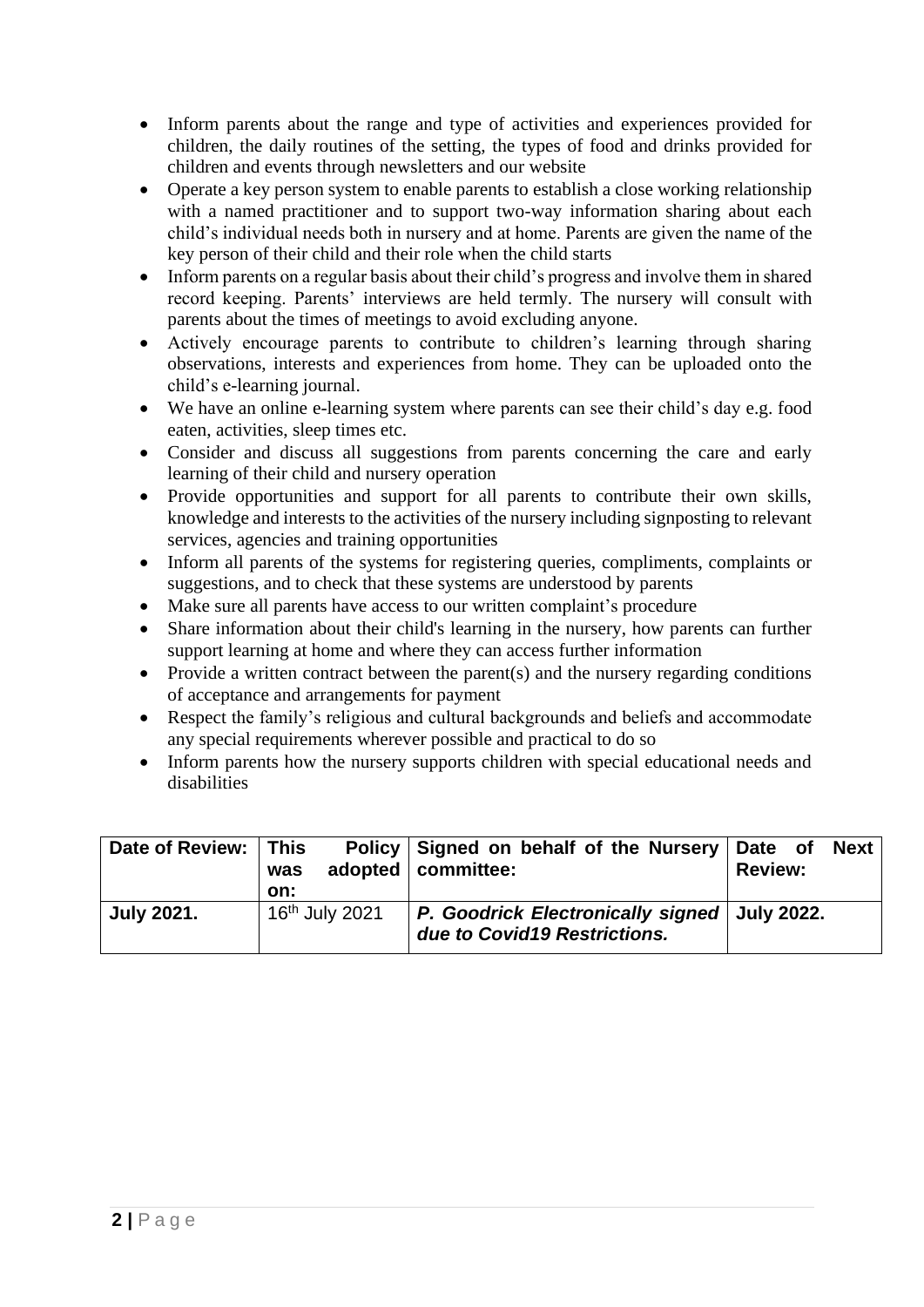- Inform parents about the range and type of activities and experiences provided for children, the daily routines of the setting, the types of food and drinks provided for children and events through newsletters and our website
- Operate a key person system to enable parents to establish a close working relationship with a named practitioner and to support two-way information sharing about each child's individual needs both in nursery and at home. Parents are given the name of the key person of their child and their role when the child starts
- Inform parents on a regular basis about their child's progress and involve them in shared record keeping. Parents' interviews are held termly. The nursery will consult with parents about the times of meetings to avoid excluding anyone.
- Actively encourage parents to contribute to children's learning through sharing observations, interests and experiences from home. They can be uploaded onto the child's e-learning journal.
- We have an online e-learning system where parents can see their child's day e.g. food eaten, activities, sleep times etc.
- Consider and discuss all suggestions from parents concerning the care and early learning of their child and nursery operation
- Provide opportunities and support for all parents to contribute their own skills, knowledge and interests to the activities of the nursery including signposting to relevant services, agencies and training opportunities
- Inform all parents of the systems for registering queries, compliments, complaints or suggestions, and to check that these systems are understood by parents
- Make sure all parents have access to our written complaint's procedure
- Share information about their child's learning in the nursery, how parents can further support learning at home and where they can access further information
- Provide a written contract between the parent(s) and the nursery regarding conditions of acceptance and arrangements for payment
- Respect the family's religious and cultural backgrounds and beliefs and accommodate any special requirements wherever possible and practical to do so
- Inform parents how the nursery supports children with special educational needs and disabilities

| **Date of Review:** | **This Policy was adopted on:** | **Signed on behalf of the Nursery committee:** | **Date of Next Review:** |
|---|---|---|---|
| **July 2021.** | 16th July 2021 | ***P. Goodrick Electronically signed due to Covid19 Restrictions.*** | **July 2022.** |